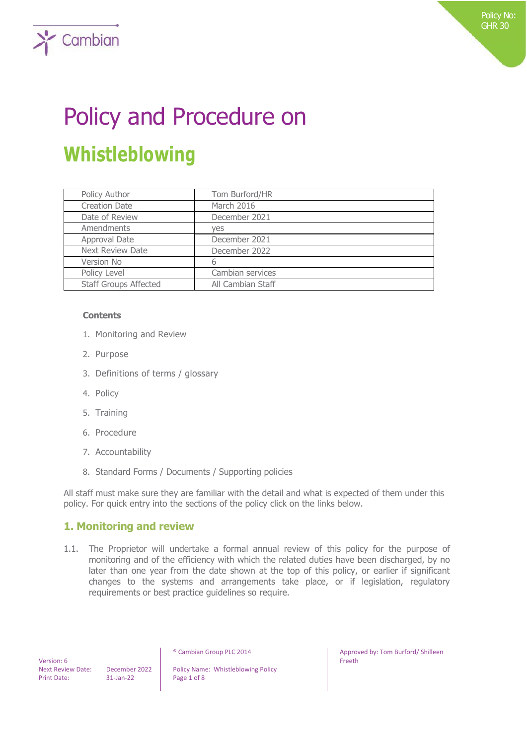Policy No: GHR 30

# Policy and Procedure on

## Whistleblowing

| Policy Author | Tom Burford/HR |
| --- | --- |
| Creation Date | March 2016 |
| Date of Review | December 2021 |
| Amendments | yes |
| Approval Date | December 2021 |
| Next Review Date | December 2022 |
| Version No | 6 |
| Policy Level | Cambian services |
| Staff Groups Affected | All Cambian Staff |

**Contents**

1. Monitoring and Review
2. Purpose
3. Definitions of terms / glossary
4. Policy
5. Training
6. Procedure
7. Accountability
8. Standard Forms / Documents / Supporting policies

All staff must make sure they are familiar with the detail and what is expected of them under this policy. For quick entry into the sections of the policy click on the links below.

### 1. Monitoring and review

1.1. The Proprietor will undertake a formal annual review of this policy for the purpose of monitoring and of the efficiency with which the related duties have been discharged, by no later than one year from the date shown at the top of this policy, or earlier if significant changes to the systems and arrangements take place, or if legislation, regulatory requirements or best practice guidelines so require.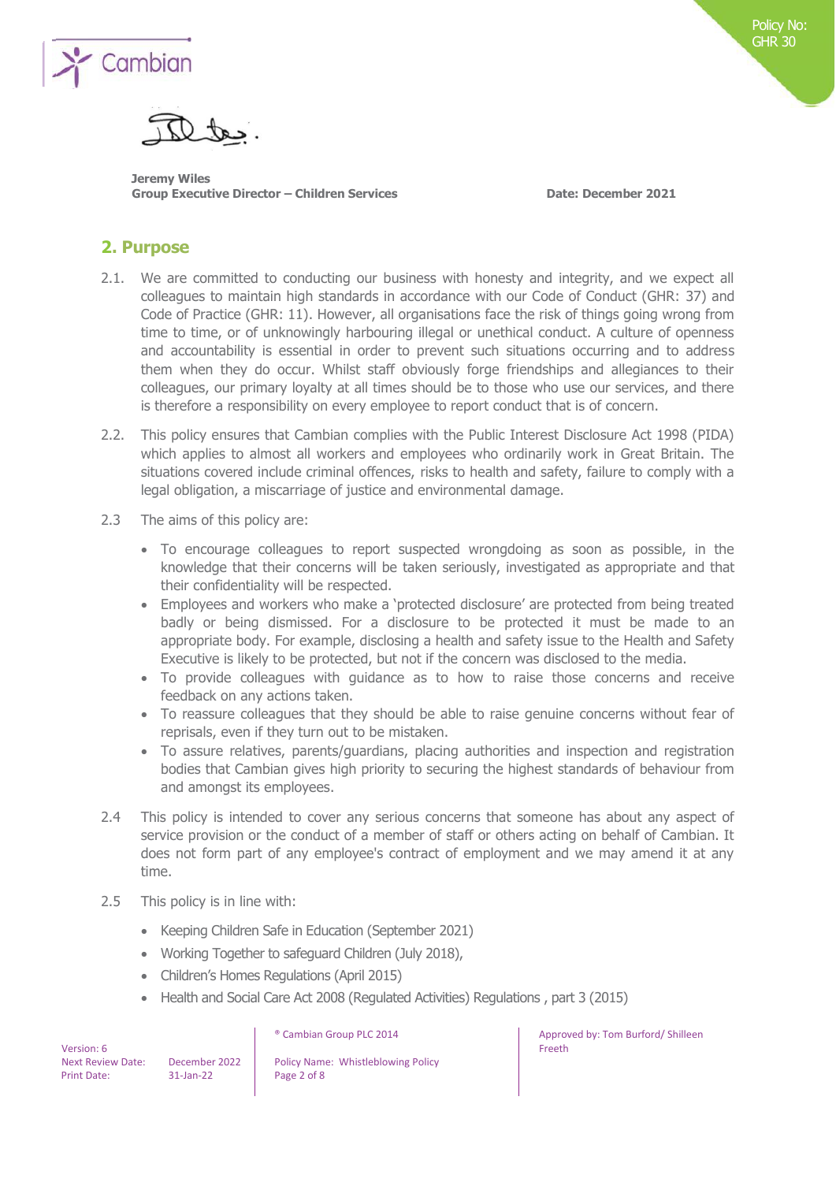**Jeremy Wiles**
**Group Executive Director – Children Services** **Date: December 2021**

## 2. Purpose

2.1. We are committed to conducting our business with honesty and integrity, and we expect all colleagues to maintain high standards in accordance with our Code of Conduct (GHR: 37) and Code of Practice (GHR: 11). However, all organisations face the risk of things going wrong from time to time, or of unknowingly harbouring illegal or unethical conduct. A culture of openness and accountability is essential in order to prevent such situations occurring and to address them when they do occur. Whilst staff obviously forge friendships and allegiances to their colleagues, our primary loyalty at all times should be to those who use our services, and there is therefore a responsibility on every employee to report conduct that is of concern.

2.2. This policy ensures that Cambian complies with the Public Interest Disclosure Act 1998 (PIDA) which applies to almost all workers and employees who ordinarily work in Great Britain. The situations covered include criminal offences, risks to health and safety, failure to comply with a legal obligation, a miscarriage of justice and environmental damage.

2.3 The aims of this policy are:

- To encourage colleagues to report suspected wrongdoing as soon as possible, in the knowledge that their concerns will be taken seriously, investigated as appropriate and that their confidentiality will be respected.
- Employees and workers who make a 'protected disclosure' are protected from being treated badly or being dismissed. For a disclosure to be protected it must be made to an appropriate body. For example, disclosing a health and safety issue to the Health and Safety Executive is likely to be protected, but not if the concern was disclosed to the media.
- To provide colleagues with guidance as to how to raise those concerns and receive feedback on any actions taken.
- To reassure colleagues that they should be able to raise genuine concerns without fear of reprisals, even if they turn out to be mistaken.
- To assure relatives, parents/guardians, placing authorities and inspection and registration bodies that Cambian gives high priority to securing the highest standards of behaviour from and amongst its employees.

2.4 This policy is intended to cover any serious concerns that someone has about any aspect of service provision or the conduct of a member of staff or others acting on behalf of Cambian. It does not form part of any employee's contract of employment and we may amend it at any time.

2.5 This policy is in line with:

- Keeping Children Safe in Education (September 2021)
- Working Together to safeguard Children (July 2018),
- Children's Homes Regulations (April 2015)
- Health and Social Care Act 2008 (Regulated Activities) Regulations , part 3 (2015)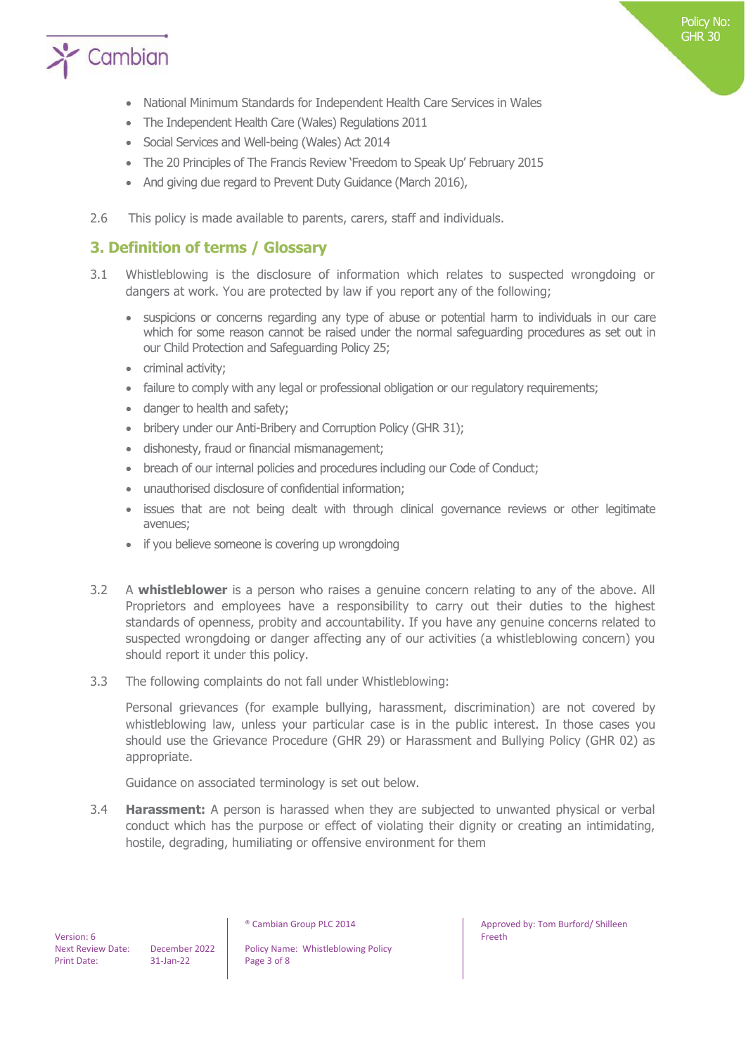- National Minimum Standards for Independent Health Care Services in Wales
- The Independent Health Care (Wales) Regulations 2011
- Social Services and Well-being (Wales) Act 2014
- The 20 Principles of The Francis Review 'Freedom to Speak Up' February 2015
- And giving due regard to Prevent Duty Guidance (March 2016),

2.6 This policy is made available to parents, carers, staff and individuals.

## 3. Definition of terms / Glossary

3.1 Whistleblowing is the disclosure of information which relates to suspected wrongdoing or dangers at work. You are protected by law if you report any of the following;

- suspicions or concerns regarding any type of abuse or potential harm to individuals in our care which for some reason cannot be raised under the normal safeguarding procedures as set out in our Child Protection and Safeguarding Policy 25;
- criminal activity;
- failure to comply with any legal or professional obligation or our regulatory requirements;
- danger to health and safety;
- bribery under our Anti-Bribery and Corruption Policy (GHR 31);
- dishonesty, fraud or financial mismanagement;
- breach of our internal policies and procedures including our Code of Conduct;
- unauthorised disclosure of confidential information;
- issues that are not being dealt with through clinical governance reviews or other legitimate avenues;
- if you believe someone is covering up wrongdoing

3.2 A **whistleblower** is a person who raises a genuine concern relating to any of the above. All Proprietors and employees have a responsibility to carry out their duties to the highest standards of openness, probity and accountability. If you have any genuine concerns related to suspected wrongdoing or danger affecting any of our activities (a whistleblowing concern) you should report it under this policy.

3.3 The following complaints do not fall under Whistleblowing:

Personal grievances (for example bullying, harassment, discrimination) are not covered by whistleblowing law, unless your particular case is in the public interest. In those cases you should use the Grievance Procedure (GHR 29) or Harassment and Bullying Policy (GHR 02) as appropriate.

Guidance on associated terminology is set out below.

3.4 **Harassment:** A person is harassed when they are subjected to unwanted physical or verbal conduct which has the purpose or effect of violating their dignity or creating an intimidating, hostile, degrading, humiliating or offensive environment for them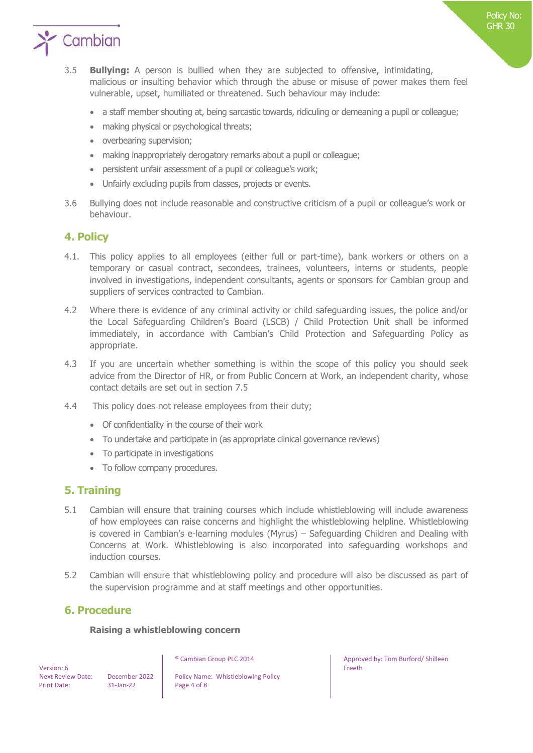3.5 **Bullying:** A person is bullied when they are subjected to offensive, intimidating, malicious or insulting behavior which through the abuse or misuse of power makes them feel vulnerable, upset, humiliated or threatened. Such behaviour may include:

- a staff member shouting at, being sarcastic towards, ridiculing or demeaning a pupil or colleague;
- making physical or psychological threats;
- overbearing supervision;
- making inappropriately derogatory remarks about a pupil or colleague;
- persistent unfair assessment of a pupil or colleague's work;
- Unfairly excluding pupils from classes, projects or events.

3.6 Bullying does not include reasonable and constructive criticism of a pupil or colleague's work or behaviour.

## 4. Policy

4.1. This policy applies to all employees (either full or part-time), bank workers or others on a temporary or casual contract, secondees, trainees, volunteers, interns or students, people involved in investigations, independent consultants, agents or sponsors for Cambian group and suppliers of services contracted to Cambian.

4.2 Where there is evidence of any criminal activity or child safeguarding issues, the police and/or the Local Safeguarding Children's Board (LSCB) / Child Protection Unit shall be informed immediately, in accordance with Cambian's Child Protection and Safeguarding Policy as appropriate.

4.3 If you are uncertain whether something is within the scope of this policy you should seek advice from the Director of HR, or from Public Concern at Work, an independent charity, whose contact details are set out in section 7.5

4.4 This policy does not release employees from their duty;

- Of confidentiality in the course of their work
- To undertake and participate in (as appropriate clinical governance reviews)
- To participate in investigations
- To follow company procedures.

## 5. Training

5.1 Cambian will ensure that training courses which include whistleblowing will include awareness of how employees can raise concerns and highlight the whistleblowing helpline. Whistleblowing is covered in Cambian's e-learning modules (Myrus) – Safeguarding Children and Dealing with Concerns at Work. Whistleblowing is also incorporated into safeguarding workshops and induction courses.

5.2 Cambian will ensure that whistleblowing policy and procedure will also be discussed as part of the supervision programme and at staff meetings and other opportunities.

## 6. Procedure

**Raising a whistleblowing concern**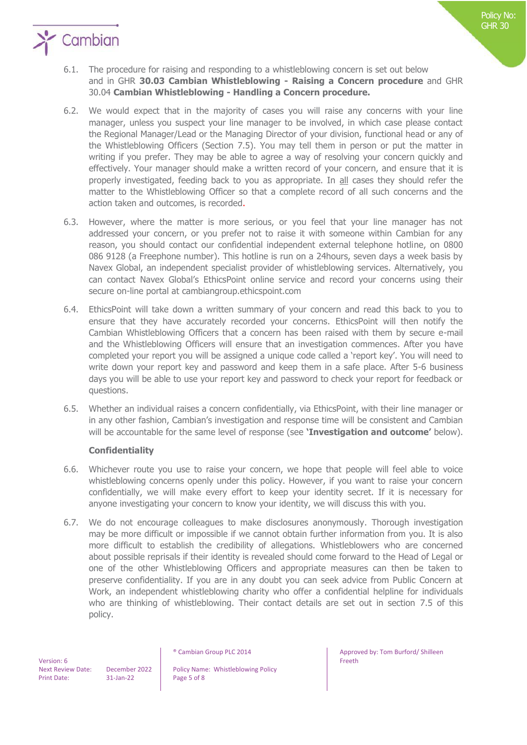6.1. The procedure for raising and responding to a whistleblowing concern is set out below and in GHR **30.03 Cambian Whistleblowing - Raising a Concern procedure** and GHR 30.04 **Cambian Whistleblowing - Handling a Concern procedure.**

6.2. We would expect that in the majority of cases you will raise any concerns with your line manager, unless you suspect your line manager to be involved, in which case please contact the Regional Manager/Lead or the Managing Director of your division, functional head or any of the Whistleblowing Officers (Section 7.5). You may tell them in person or put the matter in writing if you prefer. They may be able to agree a way of resolving your concern quickly and effectively. Your manager should make a written record of your concern, and ensure that it is properly investigated, feeding back to you as appropriate. In all cases they should refer the matter to the Whistleblowing Officer so that a complete record of all such concerns and the action taken and outcomes, is recorded.

6.3. However, where the matter is more serious, or you feel that your line manager has not addressed your concern, or you prefer not to raise it with someone within Cambian for any reason, you should contact our confidential independent external telephone hotline, on 0800 086 9128 (a Freephone number). This hotline is run on a 24hours, seven days a week basis by Navex Global, an independent specialist provider of whistleblowing services. Alternatively, you can contact Navex Global's EthicsPoint online service and record your concerns using their secure on-line portal at cambiangroup.ethicspoint.com

6.4. EthicsPoint will take down a written summary of your concern and read this back to you to ensure that they have accurately recorded your concerns. EthicsPoint will then notify the Cambian Whistleblowing Officers that a concern has been raised with them by secure e-mail and the Whistleblowing Officers will ensure that an investigation commences. After you have completed your report you will be assigned a unique code called a 'report key'. You will need to write down your report key and password and keep them in a safe place. After 5-6 business days you will be able to use your report key and password to check your report for feedback or questions.

6.5. Whether an individual raises a concern confidentially, via EthicsPoint, with their line manager or in any other fashion, Cambian's investigation and response time will be consistent and Cambian will be accountable for the same level of response (see **'Investigation and outcome'** below).

**Confidentiality**

6.6. Whichever route you use to raise your concern, we hope that people will feel able to voice whistleblowing concerns openly under this policy. However, if you want to raise your concern confidentially, we will make every effort to keep your identity secret. If it is necessary for anyone investigating your concern to know your identity, we will discuss this with you.

6.7. We do not encourage colleagues to make disclosures anonymously. Thorough investigation may be more difficult or impossible if we cannot obtain further information from you. It is also more difficult to establish the credibility of allegations. Whistleblowers who are concerned about possible reprisals if their identity is revealed should come forward to the Head of Legal or one of the other Whistleblowing Officers and appropriate measures can then be taken to preserve confidentiality. If you are in any doubt you can seek advice from Public Concern at Work, an independent whistleblowing charity who offer a confidential helpline for individuals who are thinking of whistleblowing. Their contact details are set out in section 7.5 of this policy.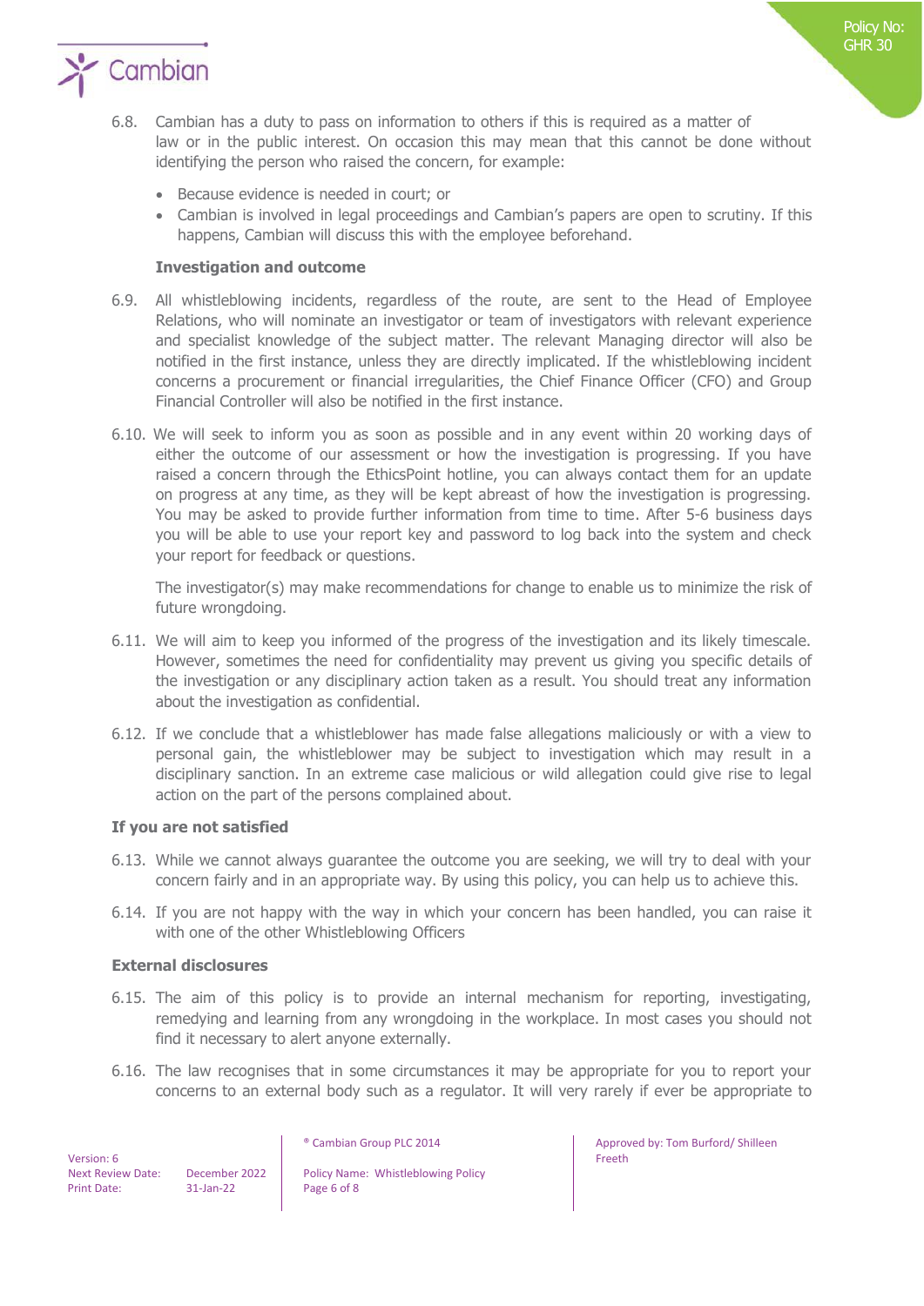6.8. Cambian has a duty to pass on information to others if this is required as a matter of law or in the public interest. On occasion this may mean that this cannot be done without identifying the person who raised the concern, for example:

- Because evidence is needed in court; or
- Cambian is involved in legal proceedings and Cambian's papers are open to scrutiny. If this happens, Cambian will discuss this with the employee beforehand.

**Investigation and outcome**

6.9. All whistleblowing incidents, regardless of the route, are sent to the Head of Employee Relations, who will nominate an investigator or team of investigators with relevant experience and specialist knowledge of the subject matter. The relevant Managing director will also be notified in the first instance, unless they are directly implicated. If the whistleblowing incident concerns a procurement or financial irregularities, the Chief Finance Officer (CFO) and Group Financial Controller will also be notified in the first instance.

6.10. We will seek to inform you as soon as possible and in any event within 20 working days of either the outcome of our assessment or how the investigation is progressing. If you have raised a concern through the EthicsPoint hotline, you can always contact them for an update on progress at any time, as they will be kept abreast of how the investigation is progressing. You may be asked to provide further information from time to time. After 5-6 business days you will be able to use your report key and password to log back into the system and check your report for feedback or questions.

The investigator(s) may make recommendations for change to enable us to minimize the risk of future wrongdoing.

6.11. We will aim to keep you informed of the progress of the investigation and its likely timescale. However, sometimes the need for confidentiality may prevent us giving you specific details of the investigation or any disciplinary action taken as a result. You should treat any information about the investigation as confidential.

6.12. If we conclude that a whistleblower has made false allegations maliciously or with a view to personal gain, the whistleblower may be subject to investigation which may result in a disciplinary sanction. In an extreme case malicious or wild allegation could give rise to legal action on the part of the persons complained about.

**If you are not satisfied**

6.13. While we cannot always guarantee the outcome you are seeking, we will try to deal with your concern fairly and in an appropriate way. By using this policy, you can help us to achieve this.

6.14. If you are not happy with the way in which your concern has been handled, you can raise it with one of the other Whistleblowing Officers

**External disclosures**

6.15. The aim of this policy is to provide an internal mechanism for reporting, investigating, remedying and learning from any wrongdoing in the workplace. In most cases you should not find it necessary to alert anyone externally.

6.16. The law recognises that in some circumstances it may be appropriate for you to report your concerns to an external body such as a regulator. It will very rarely if ever be appropriate to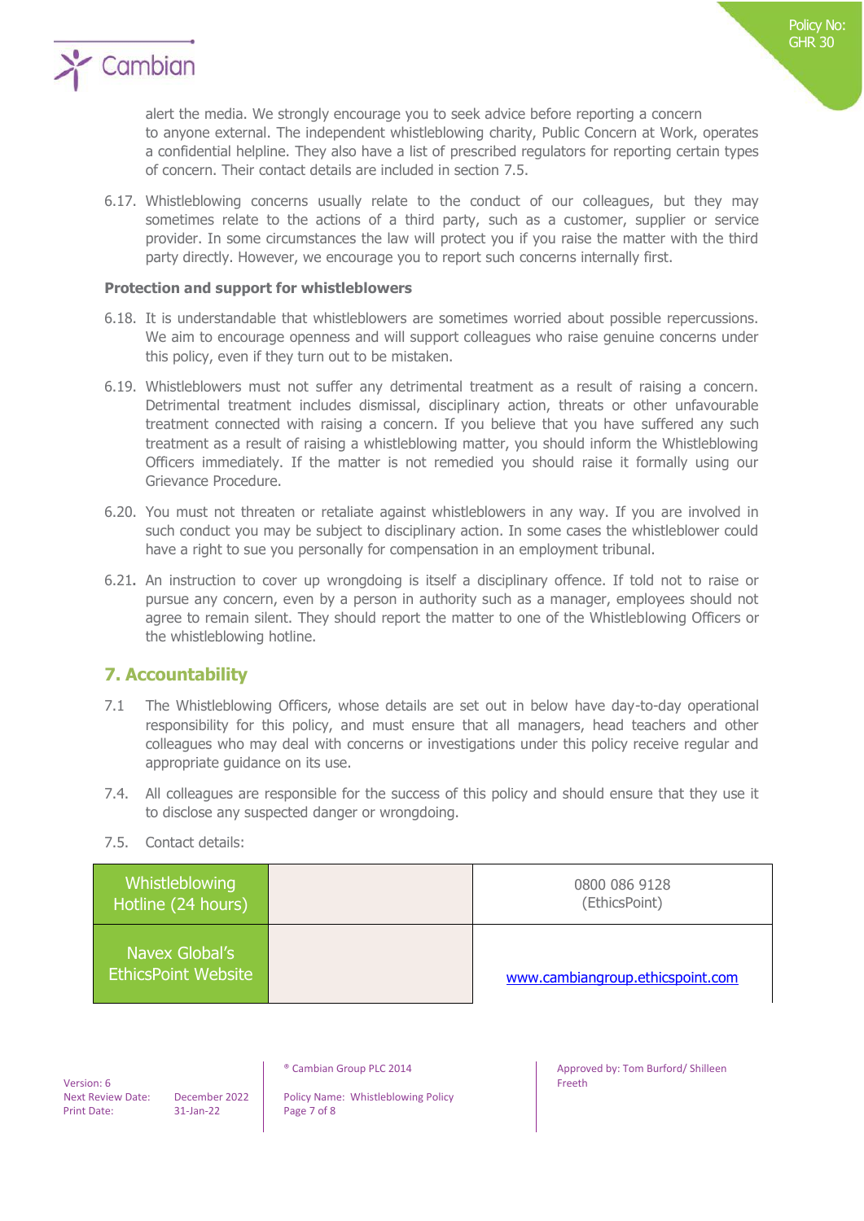alert the media. We strongly encourage you to seek advice before reporting a concern to anyone external. The independent whistleblowing charity, Public Concern at Work, operates a confidential helpline. They also have a list of prescribed regulators for reporting certain types of concern. Their contact details are included in section 7.5.

6.17. Whistleblowing concerns usually relate to the conduct of our colleagues, but they may sometimes relate to the actions of a third party, such as a customer, supplier or service provider. In some circumstances the law will protect you if you raise the matter with the third party directly. However, we encourage you to report such concerns internally first.

**Protection and support for whistleblowers**

6.18. It is understandable that whistleblowers are sometimes worried about possible repercussions. We aim to encourage openness and will support colleagues who raise genuine concerns under this policy, even if they turn out to be mistaken.

6.19. Whistleblowers must not suffer any detrimental treatment as a result of raising a concern. Detrimental treatment includes dismissal, disciplinary action, threats or other unfavourable treatment connected with raising a concern. If you believe that you have suffered any such treatment as a result of raising a whistleblowing matter, you should inform the Whistleblowing Officers immediately. If the matter is not remedied you should raise it formally using our Grievance Procedure.

6.20. You must not threaten or retaliate against whistleblowers in any way. If you are involved in such conduct you may be subject to disciplinary action. In some cases the whistleblower could have a right to sue you personally for compensation in an employment tribunal.

6.21. An instruction to cover up wrongdoing is itself a disciplinary offence. If told not to raise or pursue any concern, even by a person in authority such as a manager, employees should not agree to remain silent. They should report the matter to one of the Whistleblowing Officers or the whistleblowing hotline.

## 7. Accountability

7.1 The Whistleblowing Officers, whose details are set out in below have day-to-day operational responsibility for this policy, and must ensure that all managers, head teachers and other colleagues who may deal with concerns or investigations under this policy receive regular and appropriate guidance on its use.

7.4. All colleagues are responsible for the success of this policy and should ensure that they use it to disclose any suspected danger or wrongdoing.

7.5. Contact details:

| | | |
|---|---|---|
| Whistleblowing Hotline (24 hours) | | 0800 086 9128 (EthicsPoint) |
| Navex Global's EthicsPoint Website | | www.cambiangroup.ethicspoint.com |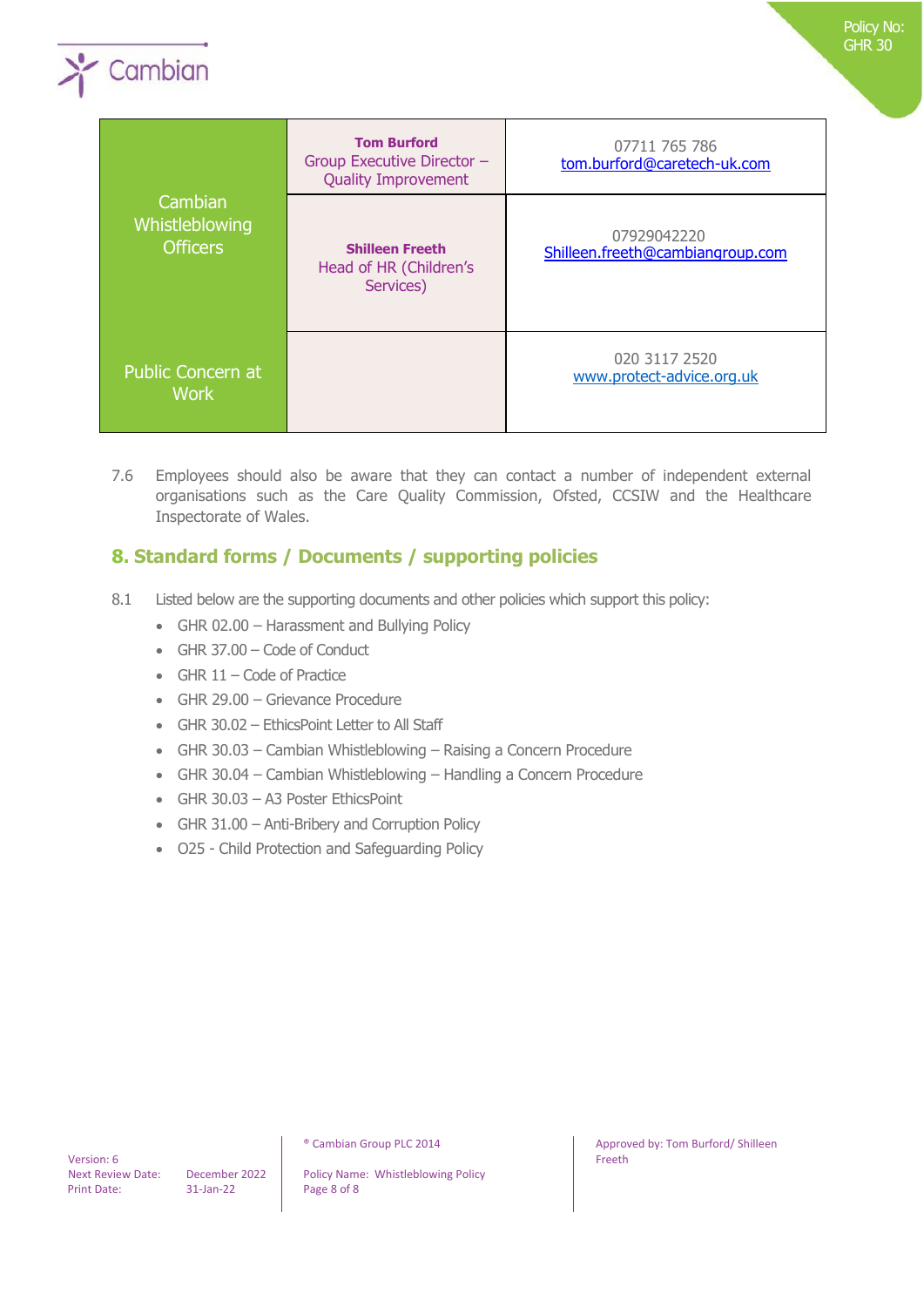| | | |
|---|---|---|
| Cambian Whistleblowing Officers | **Tom Burford** Group Executive Director – Quality Improvement | 07711 765 786 tom.burford@caretech-uk.com |
| | **Shilleen Freeth** Head of HR (Children's Services) | 07929042220 Shilleen.freeth@cambiangroup.com |
| Public Concern at Work | | 020 3117 2520 www.protect-advice.org.uk |

7.6 Employees should also be aware that they can contact a number of independent external organisations such as the Care Quality Commission, Ofsted, CCSIW and the Healthcare Inspectorate of Wales.

## 8. Standard forms / Documents / supporting policies

8.1 Listed below are the supporting documents and other policies which support this policy:

- GHR 02.00 – Harassment and Bullying Policy
- GHR 37.00 – Code of Conduct
- GHR 11 – Code of Practice
- GHR 29.00 – Grievance Procedure
- GHR 30.02 – EthicsPoint Letter to All Staff
- GHR 30.03 – Cambian Whistleblowing – Raising a Concern Procedure
- GHR 30.04 – Cambian Whistleblowing – Handling a Concern Procedure
- GHR 30.03 – A3 Poster EthicsPoint
- GHR 31.00 – Anti-Bribery and Corruption Policy
- O25 - Child Protection and Safeguarding Policy